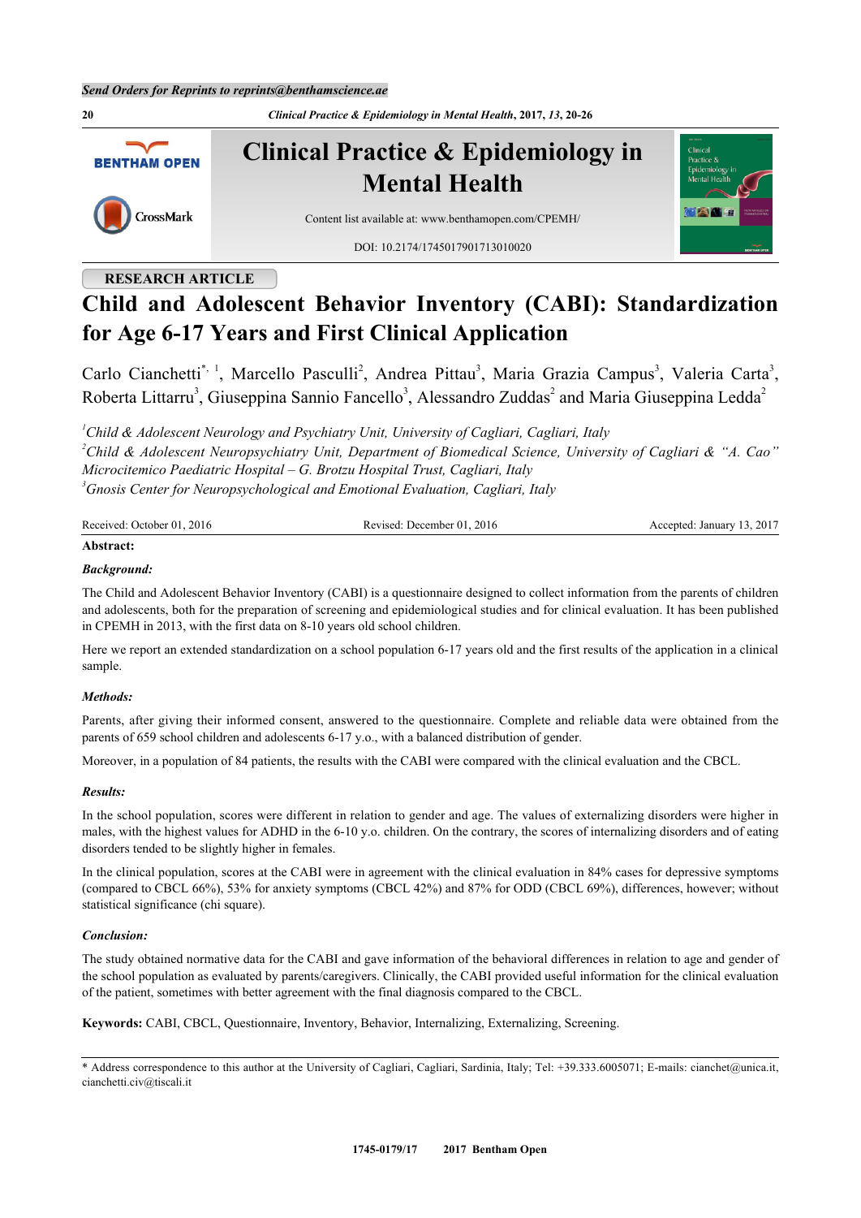RESEARCH ARTICLE

# Child and Adolescent Behavior Inventory (CABI): Standardization for Age 6-17 Years and First Clinical Application

Carlo Cianchetti[*, 1], Marcello Pasculli[2], Andrea Pittau[3], Maria Grazia Campus[3], Valeria Carta[3], Roberta Littarru[3], Giuseppina Sannio Fancello[3], Alessandro Zuddas[2] and Maria Giuseppina Ledda[2]

*[1]Child & Adolescent Neurology and Psychiatry Unit, University of Cagliari, Cagliari, Italy*
*[2]Child & Adolescent Neuropsychiatry Unit, Department of Biomedical Science, University of Cagliari & "A. Cao" Microcitemico Paediatric Hospital – G. Brotzu Hospital Trust, Cagliari, Italy*
*[3]Gnosis Center for Neuropsychological and Emotional Evaluation, Cagliari, Italy*

Received: October 01, 2016 | Revised: December 01, 2016 | Accepted: January 13, 2017

**Abstract:**

***Background:***

The Child and Adolescent Behavior Inventory (CABI) is a questionnaire designed to collect information from the parents of children and adolescents, both for the preparation of screening and epidemiological studies and for clinical evaluation. It has been published in CPEMH in 2013, with the first data on 8-10 years old school children.

Here we report an extended standardization on a school population 6-17 years old and the first results of the application in a clinical sample.

***Methods:***

Parents, after giving their informed consent, answered to the questionnaire. Complete and reliable data were obtained from the parents of 659 school children and adolescents 6-17 y.o., with a balanced distribution of gender.

Moreover, in a population of 84 patients, the results with the CABI were compared with the clinical evaluation and the CBCL.

***Results:***

In the school population, scores were different in relation to gender and age. The values of externalizing disorders were higher in males, with the highest values for ADHD in the 6-10 y.o. children. On the contrary, the scores of internalizing disorders and of eating disorders tended to be slightly higher in females.

In the clinical population, scores at the CABI were in agreement with the clinical evaluation in 84% cases for depressive symptoms (compared to CBCL 66%), 53% for anxiety symptoms (CBCL 42%) and 87% for ODD (CBCL 69%), differences, however; without statistical significance (chi square).

***Conclusion:***

The study obtained normative data for the CABI and gave information of the behavioral differences in relation to age and gender of the school population as evaluated by parents/caregivers. Clinically, the CABI provided useful information for the clinical evaluation of the patient, sometimes with better agreement with the final diagnosis compared to the CBCL.

**Keywords:** CABI, CBCL, Questionnaire, Inventory, Behavior, Internalizing, Externalizing, Screening.

---

\* Address correspondence to this author at the University of Cagliari, Cagliari, Sardinia, Italy; Tel: +39.333.6005071; E-mails: cianchet@unica.it, cianchetti.civ@tiscali.it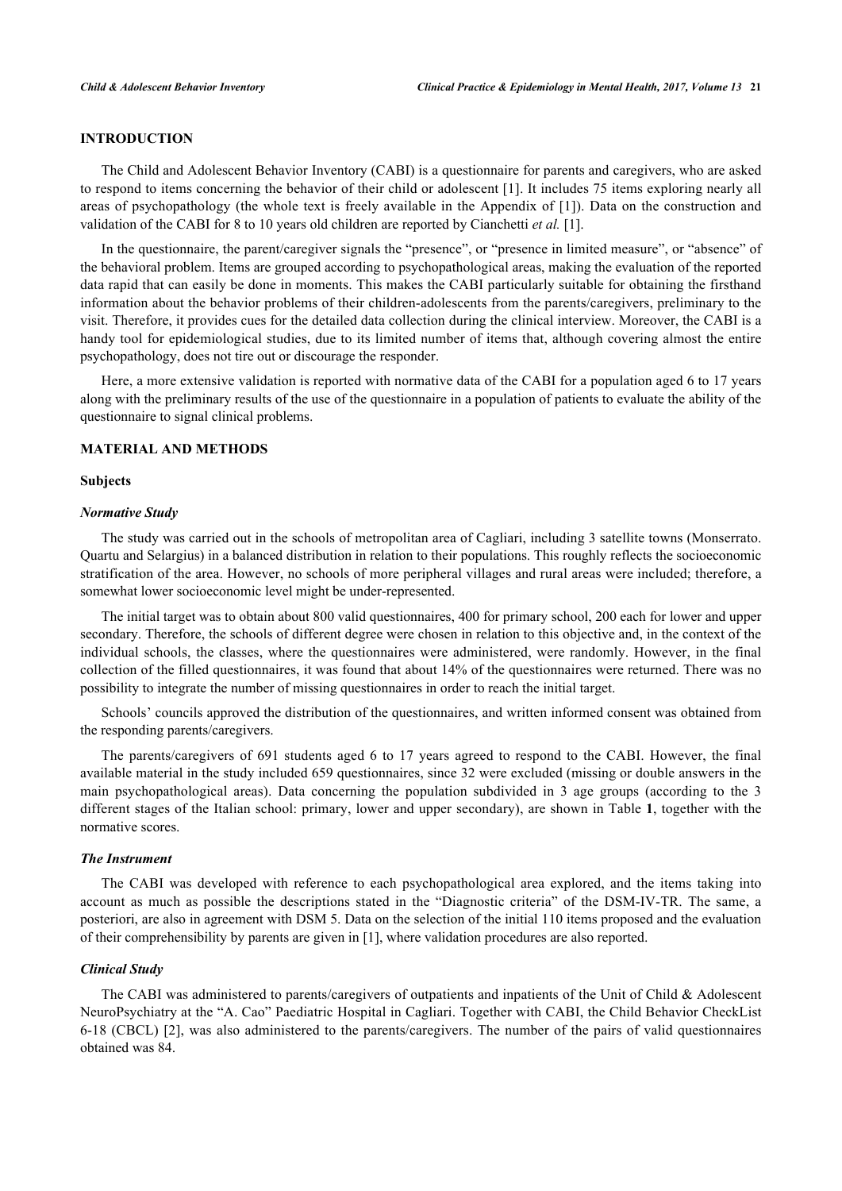## INTRODUCTION

The Child and Adolescent Behavior Inventory (CABI) is a questionnaire for parents and caregivers, who are asked to respond to items concerning the behavior of their child or adolescent [1]. It includes 75 items exploring nearly all areas of psychopathology (the whole text is freely available in the Appendix of [1]). Data on the construction and validation of the CABI for 8 to 10 years old children are reported by Cianchetti *et al.* [1].

In the questionnaire, the parent/caregiver signals the "presence", or "presence in limited measure", or "absence" of the behavioral problem. Items are grouped according to psychopathological areas, making the evaluation of the reported data rapid that can easily be done in moments. This makes the CABI particularly suitable for obtaining the firsthand information about the behavior problems of their children-adolescents from the parents/caregivers, preliminary to the visit. Therefore, it provides cues for the detailed data collection during the clinical interview. Moreover, the CABI is a handy tool for epidemiological studies, due to its limited number of items that, although covering almost the entire psychopathology, does not tire out or discourage the responder.

Here, a more extensive validation is reported with normative data of the CABI for a population aged 6 to 17 years along with the preliminary results of the use of the questionnaire in a population of patients to evaluate the ability of the questionnaire to signal clinical problems.

## MATERIAL AND METHODS

### Subjects

#### *Normative Study*

The study was carried out in the schools of metropolitan area of Cagliari, including 3 satellite towns (Monserrato. Quartu and Selargius) in a balanced distribution in relation to their populations. This roughly reflects the socioeconomic stratification of the area. However, no schools of more peripheral villages and rural areas were included; therefore, a somewhat lower socioeconomic level might be under-represented.

The initial target was to obtain about 800 valid questionnaires, 400 for primary school, 200 each for lower and upper secondary. Therefore, the schools of different degree were chosen in relation to this objective and, in the context of the individual schools, the classes, where the questionnaires were administered, were randomly. However, in the final collection of the filled questionnaires, it was found that about 14% of the questionnaires were returned. There was no possibility to integrate the number of missing questionnaires in order to reach the initial target.

Schools' councils approved the distribution of the questionnaires, and written informed consent was obtained from the responding parents/caregivers.

The parents/caregivers of 691 students aged 6 to 17 years agreed to respond to the CABI. However, the final available material in the study included 659 questionnaires, since 32 were excluded (missing or double answers in the main psychopathological areas). Data concerning the population subdivided in 3 age groups (according to the 3 different stages of the Italian school: primary, lower and upper secondary), are shown in Table **1**, together with the normative scores.

#### *The Instrument*

The CABI was developed with reference to each psychopathological area explored, and the items taking into account as much as possible the descriptions stated in the "Diagnostic criteria" of the DSM-IV-TR. The same, a posteriori, are also in agreement with DSM 5. Data on the selection of the initial 110 items proposed and the evaluation of their comprehensibility by parents are given in [1], where validation procedures are also reported.

#### *Clinical Study*

The CABI was administered to parents/caregivers of outpatients and inpatients of the Unit of Child & Adolescent NeuroPsychiatry at the "A. Cao" Paediatric Hospital in Cagliari. Together with CABI, the Child Behavior CheckList 6-18 (CBCL) [2], was also administered to the parents/caregivers. The number of the pairs of valid questionnaires obtained was 84.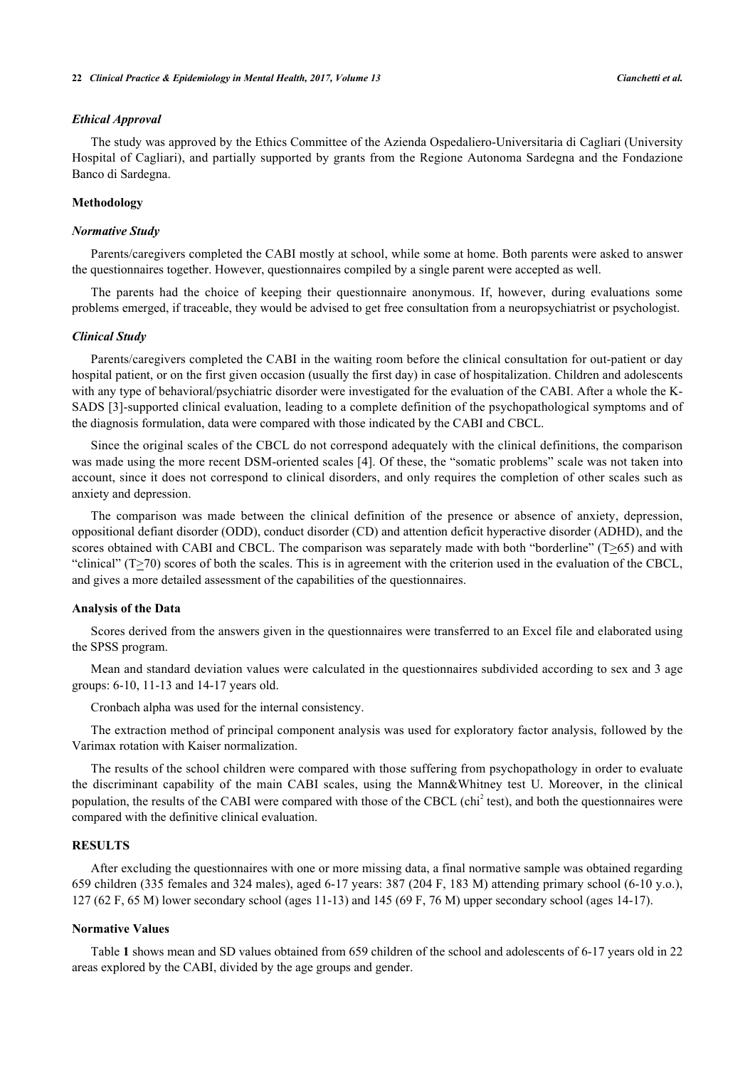### *Ethical Approval*

The study was approved by the Ethics Committee of the Azienda Ospedaliero-Universitaria di Cagliari (University Hospital of Cagliari), and partially supported by grants from the Regione Autonoma Sardegna and the Fondazione Banco di Sardegna.

## Methodology

### *Normative Study*

Parents/caregivers completed the CABI mostly at school, while some at home. Both parents were asked to answer the questionnaires together. However, questionnaires compiled by a single parent were accepted as well.

The parents had the choice of keeping their questionnaire anonymous. If, however, during evaluations some problems emerged, if traceable, they would be advised to get free consultation from a neuropsychiatrist or psychologist.

### *Clinical Study*

Parents/caregivers completed the CABI in the waiting room before the clinical consultation for out-patient or day hospital patient, or on the first given occasion (usually the first day) in case of hospitalization. Children and adolescents with any type of behavioral/psychiatric disorder were investigated for the evaluation of the CABI. After a whole the K-SADS [3]-supported clinical evaluation, leading to a complete definition of the psychopathological symptoms and of the diagnosis formulation, data were compared with those indicated by the CABI and CBCL.

Since the original scales of the CBCL do not correspond adequately with the clinical definitions, the comparison was made using the more recent DSM-oriented scales [4]. Of these, the "somatic problems" scale was not taken into account, since it does not correspond to clinical disorders, and only requires the completion of other scales such as anxiety and depression.

The comparison was made between the clinical definition of the presence or absence of anxiety, depression, oppositional defiant disorder (ODD), conduct disorder (CD) and attention deficit hyperactive disorder (ADHD), and the scores obtained with CABI and CBCL. The comparison was separately made with both "borderline" ($T \geq 65$) and with "clinical" ($T \geq 70$) scores of both the scales. This is in agreement with the criterion used in the evaluation of the CBCL, and gives a more detailed assessment of the capabilities of the questionnaires.

## Analysis of the Data

Scores derived from the answers given in the questionnaires were transferred to an Excel file and elaborated using the SPSS program.

Mean and standard deviation values were calculated in the questionnaires subdivided according to sex and 3 age groups: 6-10, 11-13 and 14-17 years old.

Cronbach alpha was used for the internal consistency.

The extraction method of principal component analysis was used for exploratory factor analysis, followed by the Varimax rotation with Kaiser normalization.

The results of the school children were compared with those suffering from psychopathology in order to evaluate the discriminant capability of the main CABI scales, using the Mann&Whitney test U. Moreover, in the clinical population, the results of the CABI were compared with those of the CBCL ($chi^2$ test), and both the questionnaires were compared with the definitive clinical evaluation.

## RESULTS

After excluding the questionnaires with one or more missing data, a final normative sample was obtained regarding 659 children (335 females and 324 males), aged 6-17 years: 387 (204 F, 183 M) attending primary school (6-10 y.o.), 127 (62 F, 65 M) lower secondary school (ages 11-13) and 145 (69 F, 76 M) upper secondary school (ages 14-17).

## Normative Values

Table **1** shows mean and SD values obtained from 659 children of the school and adolescents of 6-17 years old in 22 areas explored by the CABI, divided by the age groups and gender.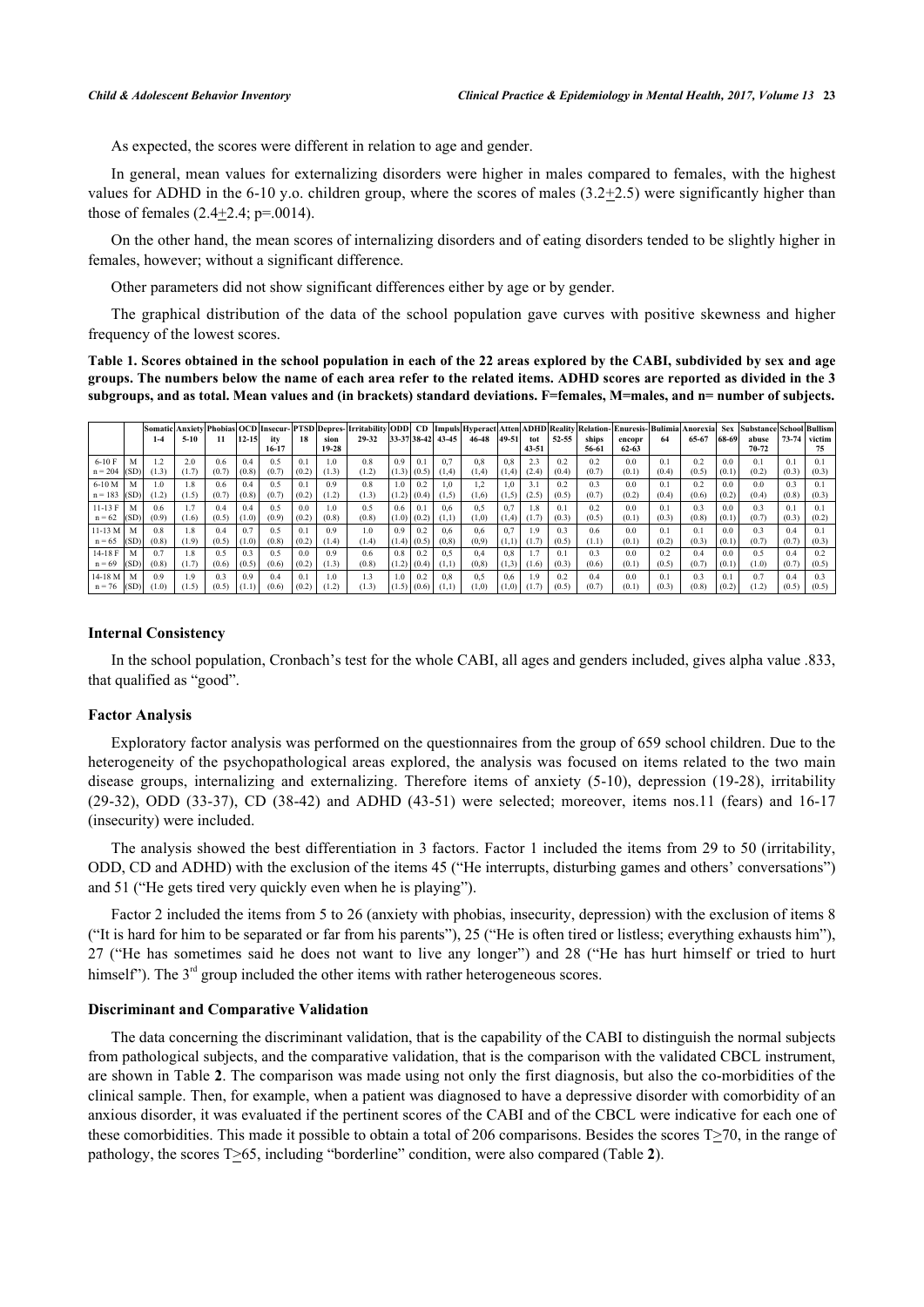As expected, the scores were different in relation to age and gender.

In general, mean values for externalizing disorders were higher in males compared to females, with the highest values for ADHD in the 6-10 y.o. children group, where the scores of males (3.2+2.5) were significantly higher than those of females (2.4+2.4; p=.0014).

On the other hand, the mean scores of internalizing disorders and of eating disorders tended to be slightly higher in females, however; without a significant difference.

Other parameters did not show significant differences either by age or by gender.

The graphical distribution of the data of the school population gave curves with positive skewness and higher frequency of the lowest scores.

**Table 1. Scores obtained in the school population in each of the 22 areas explored by the CABI, subdivided by sex and age groups. The numbers below the name of each area refer to the related items. ADHD scores are reported as divided in the 3 subgroups, and as total. Mean values and (in brackets) standard deviations. F=females, M=males, and n= number of subjects.**

| | | Somatic 1-4 | Anxiety 5-10 | Phobias 11 | OCD 12-15 | Insecurity 16-17 | PTSD 18 | Depression 19-28 | Irritability 29-32 | ODD 33-37 | CD 38-42 | Impuls 43-45 | Hyperact 46-48 | Atten 49-51 | ADHD tot 43-51 | Reality 52-55 | Relationships 56-61 | Enuresis-encopr 62-63 | Bulimia 64 | Anorexia 65-67 | Sex 68-69 | Substance abuse 70-72 | School 73-74 | Bullism victim 75 |
|---|---|---|---|---|---|---|---|---|---|---|---|---|---|---|---|---|---|---|---|---|---|---|---|---|
| 6-10 F n = 204 | M (SD) | 1.2 (1.3) | 2.0 (1.7) | 0.6 (0.7) | 0.4 (0.8) | 0.5 (0.7) | 0.1 (0.2) | 1.0 (1.3) | 0.8 (1.2) | 0.9 (1.3) | 0.1 (0.5) | 0,7 (1,4) | 0,8 (1,4) | 0,8 (1,4) | 2.3 (2.4) | 0.2 (0.4) | 0.2 (0.7) | 0.0 (0.1) | 0.1 (0.4) | 0.2 (0.5) | 0.0 (0.1) | 0.1 (0.2) | 0.1 (0.3) | 0.1 (0.3) |
| 6-10 M n = 183 | M (SD) | 1.0 (1.2) | 1.8 (1.5) | 0.6 (0.7) | 0.4 (0.8) | 0.5 (0.7) | 0.1 (0.2) | 0.9 (1.2) | 0.8 (1.3) | 1.0 (1.2) | 0.2 (0.4) | 1,0 (1,5) | 1,2 (1,6) | 1,0 (1,5) | 3.1 (2.5) | 0.2 (0.5) | 0.3 (0.7) | 0.0 (0.2) | 0.1 (0.4) | 0.2 (0.6) | 0.0 (0.2) | 0.0 (0.4) | 0.3 (0.8) | 0.1 (0.3) |
| 11-13 F n = 62 | M (SD) | 0.6 (0.9) | 1.7 (1.6) | 0.4 (0.5) | 0.4 (1.0) | 0.5 (0.9) | 0.0 (0.2) | 1.0 (0.8) | 0.5 (0.8) | 0.6 (1.0) | 0.1 (0.2) | 0,6 (1,1) | 0,5 (1,0) | 0,7 (1,4) | 1.8 (1.7) | 0.1 (0.3) | 0.2 (0.5) | 0.0 (0.1) | 0.1 (0.3) | 0.3 (0.8) | 0.0 (0.1) | 0.3 (0.7) | 0.1 (0.3) | 0.1 (0.2) |
| 11-13 M n = 65 | M (SD) | 0.8 (0.8) | 1.8 (1.9) | 0.4 (0.5) | 0.7 (1.0) | 0.5 (0.8) | 0.1 (0.2) | 0.9 (1.4) | 1.0 (1.4) | 0.9 (1.4) | 0.2 (0.5) | 0,6 (0,8) | 0,6 (0,9) | 0,7 (1,1) | 1.9 (1.7) | 0.3 (0.5) | 0.6 (1.1) | 0.0 (0.1) | 0.1 (0.2) | 0.1 (0.3) | 0.0 (0.1) | 0.3 (0.7) | 0.4 (0.7) | 0.1 (0.3) |
| 14-18 F n = 69 | M (SD) | 0.7 (0.8) | 1.8 (1.7) | 0.5 (0.6) | 0.3 (0.5) | 0.5 (0.6) | 0.0 (0.2) | 0.9 (1.3) | 0.6 (0.8) | 0.8 (1.2) | 0.2 (0.4) | 0,5 (1,1) | 0,4 (0,8) | 0,8 (1,3) | 1.7 (1.6) | 0.1 (0.3) | 0.3 (0.6) | 0.0 (0.1) | 0.2 (0.5) | 0.4 (0.7) | 0.0 (0.1) | 0.5 (1.0) | 0.4 (0.7) | 0.2 (0.5) |
| 14-18 M n = 76 | M (SD) | 0.9 (1.0) | 1.9 (1.5) | 0.3 (0.5) | 0.9 (1.1) | 0.4 (0.6) | 0.1 (0.2) | 1.0 (1.2) | 1.3 (1.3) | 1.0 (1.5) | 0.2 (0.6) | 0,8 (1,1) | 0,5 (1,0) | 0,6 (1,0) | 1.9 (1.7) | 0.2 (0.5) | 0.4 (0.7) | 0.0 (0.1) | 0.1 (0.3) | 0.3 (0.8) | 0.1 (0.2) | 0.7 (1.2) | 0.4 (0.5) | 0.3 (0.5) |

### Internal Consistency

In the school population, Cronbach's test for the whole CABI, all ages and genders included, gives alpha value .833, that qualified as "good".

### Factor Analysis

Exploratory factor analysis was performed on the questionnaires from the group of 659 school children. Due to the heterogeneity of the psychopathological areas explored, the analysis was focused on items related to the two main disease groups, internalizing and externalizing. Therefore items of anxiety (5-10), depression (19-28), irritability (29-32), ODD (33-37), CD (38-42) and ADHD (43-51) were selected; moreover, items nos.11 (fears) and 16-17 (insecurity) were included.

The analysis showed the best differentiation in 3 factors. Factor 1 included the items from 29 to 50 (irritability, ODD, CD and ADHD) with the exclusion of the items 45 ("He interrupts, disturbing games and others' conversations") and 51 ("He gets tired very quickly even when he is playing").

Factor 2 included the items from 5 to 26 (anxiety with phobias, insecurity, depression) with the exclusion of items 8 ("It is hard for him to be separated or far from his parents"), 25 ("He is often tired or listless; everything exhausts him"), 27 ("He has sometimes said he does not want to live any longer") and 28 ("He has hurt himself or tried to hurt himself"). The 3rd group included the other items with rather heterogeneous scores.

### Discriminant and Comparative Validation

The data concerning the discriminant validation, that is the capability of the CABI to distinguish the normal subjects from pathological subjects, and the comparative validation, that is the comparison with the validated CBCL instrument, are shown in Table **2**. The comparison was made using not only the first diagnosis, but also the co-morbidities of the clinical sample. Then, for example, when a patient was diagnosed to have a depressive disorder with comorbidity of an anxious disorder, it was evaluated if the pertinent scores of the CABI and of the CBCL were indicative for each one of these comorbidities. This made it possible to obtain a total of 206 comparisons. Besides the scores T>70, in the range of pathology, the scores T>65, including "borderline" condition, were also compared (Table **2**).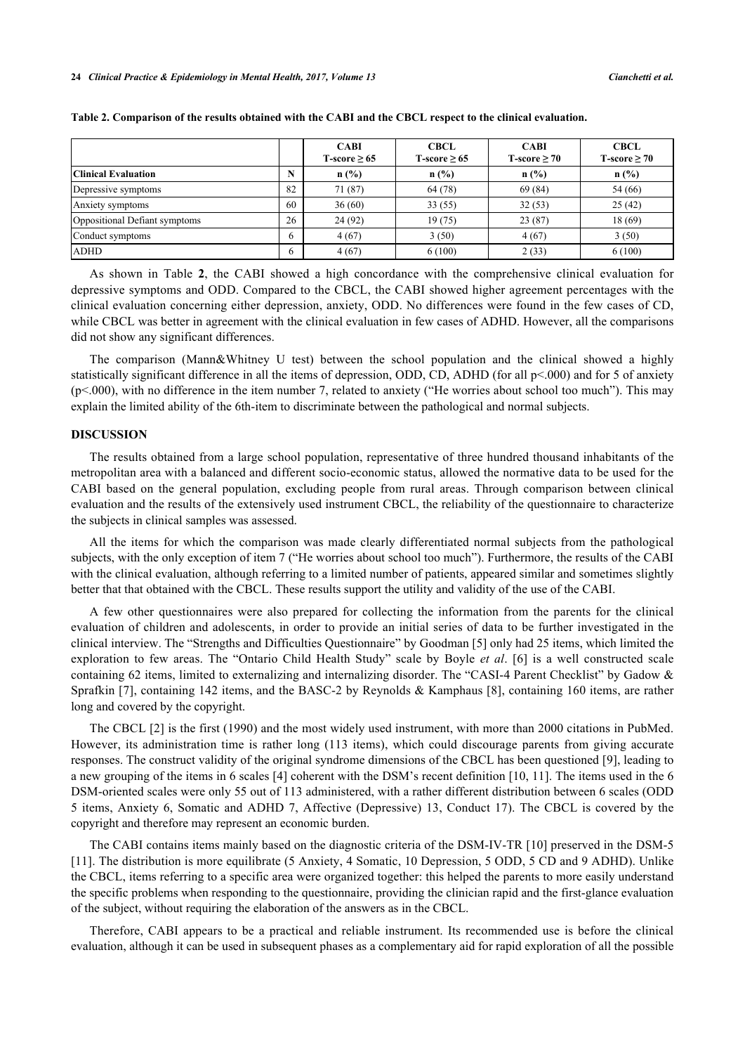**Table 2. Comparison of the results obtained with the CABI and the CBCL respect to the clinical evaluation.**

| | | CABI T-score ≥ 65 | CBCL T-score ≥ 65 | CABI T-score ≥ 70 | CBCL T-score ≥ 70 |
|---|---|---|---|---|---|
| **Clinical Evaluation** | **N** | **n (%)** | **n (%)** | **n (%)** | **n (%)** |
| Depressive symptoms | 82 | 71 (87) | 64 (78) | 69 (84) | 54 (66) |
| Anxiety symptoms | 60 | 36 (60) | 33 (55) | 32 (53) | 25 (42) |
| Oppositional Defiant symptoms | 26 | 24 (92) | 19 (75) | 23 (87) | 18 (69) |
| Conduct symptoms | 6 | 4 (67) | 3 (50) | 4 (67) | 3 (50) |
| ADHD | 6 | 4 (67) | 6 (100) | 2 (33) | 6 (100) |

As shown in Table **2**, the CABI showed a high concordance with the comprehensive clinical evaluation for depressive symptoms and ODD. Compared to the CBCL, the CABI showed higher agreement percentages with the clinical evaluation concerning either depression, anxiety, ODD. No differences were found in the few cases of CD, while CBCL was better in agreement with the clinical evaluation in few cases of ADHD. However, all the comparisons did not show any significant differences.

The comparison (Mann&Whitney U test) between the school population and the clinical showed a highly statistically significant difference in all the items of depression, ODD, CD, ADHD (for all $p<.000$) and for 5 of anxiety ($p<.000$), with no difference in the item number 7, related to anxiety ("He worries about school too much"). This may explain the limited ability of the 6th-item to discriminate between the pathological and normal subjects.

## DISCUSSION

The results obtained from a large school population, representative of three hundred thousand inhabitants of the metropolitan area with a balanced and different socio-economic status, allowed the normative data to be used for the CABI based on the general population, excluding people from rural areas. Through comparison between clinical evaluation and the results of the extensively used instrument CBCL, the reliability of the questionnaire to characterize the subjects in clinical samples was assessed.

All the items for which the comparison was made clearly differentiated normal subjects from the pathological subjects, with the only exception of item 7 ("He worries about school too much"). Furthermore, the results of the CABI with the clinical evaluation, although referring to a limited number of patients, appeared similar and sometimes slightly better that that obtained with the CBCL. These results support the utility and validity of the use of the CABI.

A few other questionnaires were also prepared for collecting the information from the parents for the clinical evaluation of children and adolescents, in order to provide an initial series of data to be further investigated in the clinical interview. The "Strengths and Difficulties Questionnaire" by Goodman [5] only had 25 items, which limited the exploration to few areas. The "Ontario Child Health Study" scale by Boyle *et al*. [6] is a well constructed scale containing 62 items, limited to externalizing and internalizing disorder. The "CASI-4 Parent Checklist" by Gadow & Sprafkin [7], containing 142 items, and the BASC-2 by Reynolds & Kamphaus [8], containing 160 items, are rather long and covered by the copyright.

The CBCL [2] is the first (1990) and the most widely used instrument, with more than 2000 citations in PubMed. However, its administration time is rather long (113 items), which could discourage parents from giving accurate responses. The construct validity of the original syndrome dimensions of the CBCL has been questioned [9], leading to a new grouping of the items in 6 scales [4] coherent with the DSM's recent definition [10, 11]. The items used in the 6 DSM-oriented scales were only 55 out of 113 administered, with a rather different distribution between 6 scales (ODD 5 items, Anxiety 6, Somatic and ADHD 7, Affective (Depressive) 13, Conduct 17). The CBCL is covered by the copyright and therefore may represent an economic burden.

The CABI contains items mainly based on the diagnostic criteria of the DSM-IV-TR [10] preserved in the DSM-5 [11]. The distribution is more equilibrate (5 Anxiety, 4 Somatic, 10 Depression, 5 ODD, 5 CD and 9 ADHD). Unlike the CBCL, items referring to a specific area were organized together: this helped the parents to more easily understand the specific problems when responding to the questionnaire, providing the clinician rapid and the first-glance evaluation of the subject, without requiring the elaboration of the answers as in the CBCL.

Therefore, CABI appears to be a practical and reliable instrument. Its recommended use is before the clinical evaluation, although it can be used in subsequent phases as a complementary aid for rapid exploration of all the possible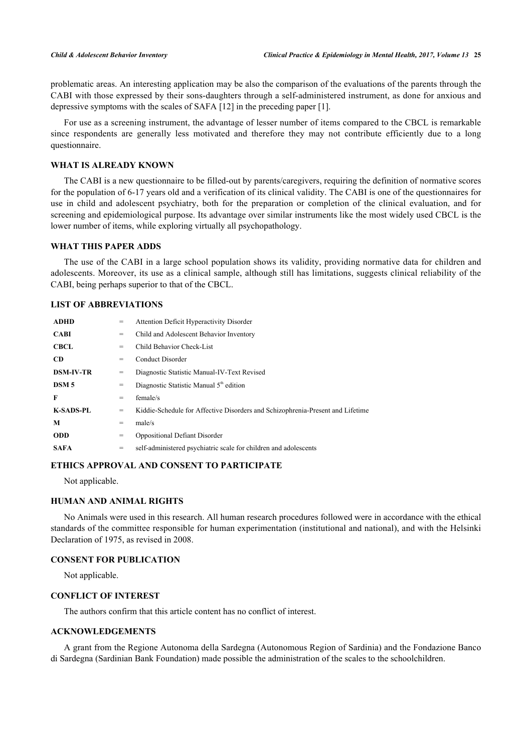problematic areas. An interesting application may be also the comparison of the evaluations of the parents through the CABI with those expressed by their sons-daughters through a self-administered instrument, as done for anxious and depressive symptoms with the scales of SAFA [12] in the preceding paper [1].

For use as a screening instrument, the advantage of lesser number of items compared to the CBCL is remarkable since respondents are generally less motivated and therefore they may not contribute efficiently due to a long questionnaire.

## WHAT IS ALREADY KNOWN

The CABI is a new questionnaire to be filled-out by parents/caregivers, requiring the definition of normative scores for the population of 6-17 years old and a verification of its clinical validity. The CABI is one of the questionnaires for use in child and adolescent psychiatry, both for the preparation or completion of the clinical evaluation, and for screening and epidemiological purpose. Its advantage over similar instruments like the most widely used CBCL is the lower number of items, while exploring virtually all psychopathology.

## WHAT THIS PAPER ADDS

The use of the CABI in a large school population shows its validity, providing normative data for children and adolescents. Moreover, its use as a clinical sample, although still has limitations, suggests clinical reliability of the CABI, being perhaps superior to that of the CBCL.

## LIST OF ABBREVIATIONS

| | | |
|---|---|---|
| **ADHD** | = | Attention Deficit Hyperactivity Disorder |
| **CABI** | = | Child and Adolescent Behavior Inventory |
| **CBCL** | = | Child Behavior Check-List |
| **CD** | = | Conduct Disorder |
| **DSM-IV-TR** | = | Diagnostic Statistic Manual-IV-Text Revised |
| **DSM 5** | = | Diagnostic Statistic Manual 5th edition |
| **F** | = | female/s |
| **K-SADS-PL** | = | Kiddie-Schedule for Affective Disorders and Schizophrenia-Present and Lifetime |
| **M** | = | male/s |
| **ODD** | = | Oppositional Defiant Disorder |
| **SAFA** | = | self-administered psychiatric scale for children and adolescents |

## ETHICS APPROVAL AND CONSENT TO PARTICIPATE

Not applicable.

## HUMAN AND ANIMAL RIGHTS

No Animals were used in this research. All human research procedures followed were in accordance with the ethical standards of the committee responsible for human experimentation (institutional and national), and with the Helsinki Declaration of 1975, as revised in 2008.

## CONSENT FOR PUBLICATION

Not applicable.

## CONFLICT OF INTEREST

The authors confirm that this article content has no conflict of interest.

## ACKNOWLEDGEMENTS

A grant from the Regione Autonoma della Sardegna (Autonomous Region of Sardinia) and the Fondazione Banco di Sardegna (Sardinian Bank Foundation) made possible the administration of the scales to the schoolchildren.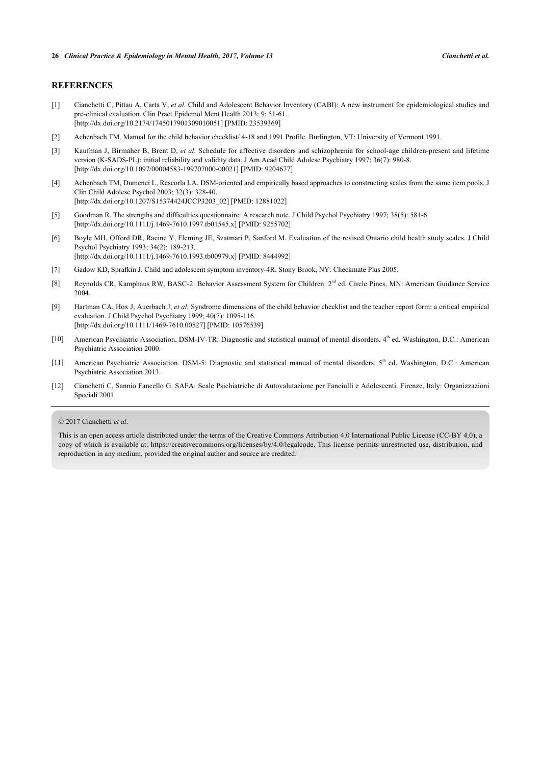## REFERENCES

[1] Cianchetti C, Pittau A, Carta V, *et al.* Child and Adolescent Behavior Inventory (CABI): A new instrument for epidemiological studies and pre-clinical evaluation. Clin Pract Epidemol Ment Health 2013; 9: 51-61. [http://dx.doi.org/10.2174/1745017901309010051] [PMID: 23539369]

[2] Achenbach TM. Manual for the child behavior checklist/ 4-18 and 1991 Profile. Burlington, VT: University of Vermont 1991.

[3] Kaufman J, Birmaher B, Brent D, *et al.* Schedule for affective disorders and schizophrenia for school-age children-present and lifetime version (K-SADS-PL): initial reliability and validity data. J Am Acad Child Adolesc Psychiatry 1997; 36(7): 980-8. [http://dx.doi.org/10.1097/00004583-199707000-00021] [PMID: 9204677]

[4] Achenbach TM, Dumenci L, Rescorla LA. DSM-oriented and empirically based approaches to constructing scales from the same item pools. J Clin Child Adolesc Psychol 2003; 32(3): 328-40. [http://dx.doi.org/10.1207/S15374424JCCP3203_02] [PMID: 12881022]

[5] Goodman R. The strengths and difficulties questionnaire: A research note. J Child Psychol Psychiatry 1997; 38(5): 581-6. [http://dx.doi.org/10.1111/j.1469-7610.1997.tb01545.x] [PMID: 9255702]

[6] Boyle MH, Offord DR, Racine Y, Fleming JE, Szatmari P, Sanford M. Evaluation of the revised Ontario child health study scales. J Child Psychol Psychiatry 1993; 34(2): 189-213. [http://dx.doi.org/10.1111/j.1469-7610.1993.tb00979.x] [PMID: 8444992]

[7] Gadow KD, Sprafkin J. Child and adolescent symptom inventory-4R. Stony Brook, NY: Checkmate Plus 2005.

[8] Reynolds CR, Kamphaus RW. BASC-2: Behavior Assessment System for Children. 2nd ed. Circle Pines, MN: American Guidance Service 2004.

[9] Hartman CA, Hox J, Auerbach J, *et al.* Syndrome dimensions of the child behavior checklist and the teacher report form: a critical empirical evaluation. J Child Psychol Psychiatry 1999; 40(7): 1095-116. [http://dx.doi.org/10.1111/1469-7610.00527] [PMID: 10576539]

[10] American Psychiatric Association. DSM-IV-TR: Diagnostic and statistical manual of mental disorders. 4th ed. Washington, D.C.: American Psychiatric Association 2000.

[11] American Psychiatric Association. DSM-5: Diagnostic and statistical manual of mental disorders. 5th ed. Washington, D.C.: American Psychiatric Association 2013.

[12] Cianchetti C, Sannio Fancello G. SAFA: Scale Psichiatriche di Autovalutazione per Fanciulli e Adolescenti. Firenze, Italy: Organizzazioni Speciali 2001.

---

© 2017 Cianchetti *et al*.

This is an open access article distributed under the terms of the Creative Commons Attribution 4.0 International Public License (CC-BY 4.0), a copy of which is available at: https://creativecommons.org/licenses/by/4.0/legalcode. This license permits unrestricted use, distribution, and reproduction in any medium, provided the original author and source are credited.